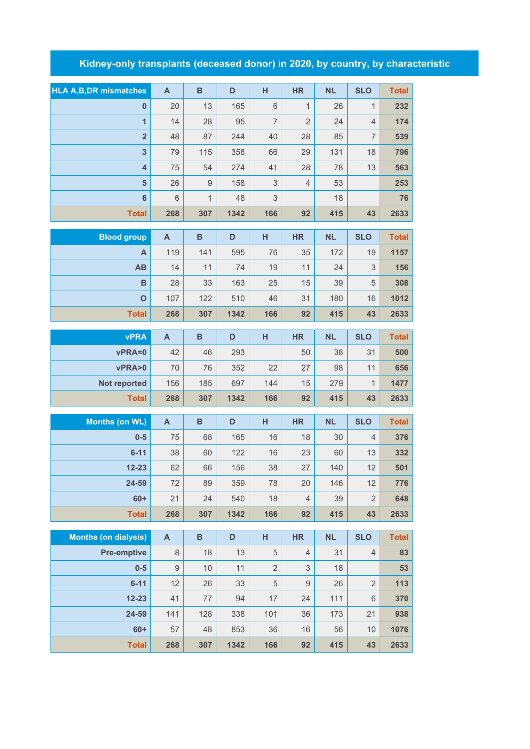# Kidney-only transplants (deceased donor) in 2020, by country, by characteristic

| HLA A,B,DR mismatches | A | B | D | H | HR | NL | SLO | Total |
|---|---|---|---|---|---|---|---|---|
| 0 | 20 | 13 | 165 | 6 | 1 | 26 | 1 | 232 |
| 1 | 14 | 28 | 95 | 7 | 2 | 24 | 4 | 174 |
| 2 | 48 | 87 | 244 | 40 | 28 | 85 | 7 | 539 |
| 3 | 79 | 115 | 358 | 66 | 29 | 131 | 18 | 796 |
| 4 | 75 | 54 | 274 | 41 | 28 | 78 | 13 | 563 |
| 5 | 26 | 9 | 158 | 3 | 4 | 53 | | 253 |
| 6 | 6 | 1 | 48 | 3 | | 18 | | 76 |
| Total | 268 | 307 | 1342 | 166 | 92 | 415 | 43 | 2633 |

| Blood group | A | B | D | H | HR | NL | SLO | Total |
|---|---|---|---|---|---|---|---|---|
| A | 119 | 141 | 595 | 76 | 35 | 172 | 19 | 1157 |
| AB | 14 | 11 | 74 | 19 | 11 | 24 | 3 | 156 |
| B | 28 | 33 | 163 | 25 | 15 | 39 | 5 | 308 |
| O | 107 | 122 | 510 | 46 | 31 | 180 | 16 | 1012 |
| Total | 268 | 307 | 1342 | 166 | 92 | 415 | 43 | 2633 |

| vPRA | A | B | D | H | HR | NL | SLO | Total |
|---|---|---|---|---|---|---|---|---|
| vPRA=0 | 42 | 46 | 293 | | 50 | 38 | 31 | 500 |
| vPRA>0 | 70 | 76 | 352 | 22 | 27 | 98 | 11 | 656 |
| Not reported | 156 | 185 | 697 | 144 | 15 | 279 | 1 | 1477 |
| Total | 268 | 307 | 1342 | 166 | 92 | 415 | 43 | 2633 |

| Months (on WL) | A | B | D | H | HR | NL | SLO | Total |
|---|---|---|---|---|---|---|---|---|
| 0-5 | 75 | 68 | 165 | 16 | 18 | 30 | 4 | 376 |
| 6-11 | 38 | 60 | 122 | 16 | 23 | 60 | 13 | 332 |
| 12-23 | 62 | 66 | 156 | 38 | 27 | 140 | 12 | 501 |
| 24-59 | 72 | 89 | 359 | 78 | 20 | 146 | 12 | 776 |
| 60+ | 21 | 24 | 540 | 18 | 4 | 39 | 2 | 648 |
| Total | 268 | 307 | 1342 | 166 | 92 | 415 | 43 | 2633 |

| Months (on dialysis) | A | B | D | H | HR | NL | SLO | Total |
|---|---|---|---|---|---|---|---|---|
| Pre-emptive | 8 | 18 | 13 | 5 | 4 | 31 | 4 | 83 |
| 0-5 | 9 | 10 | 11 | 2 | 3 | 18 | | 53 |
| 6-11 | 12 | 26 | 33 | 5 | 9 | 26 | 2 | 113 |
| 12-23 | 41 | 77 | 94 | 17 | 24 | 111 | 6 | 370 |
| 24-59 | 141 | 128 | 338 | 101 | 36 | 173 | 21 | 938 |
| 60+ | 57 | 48 | 853 | 36 | 16 | 56 | 10 | 1076 |
| Total | 268 | 307 | 1342 | 166 | 92 | 415 | 43 | 2633 |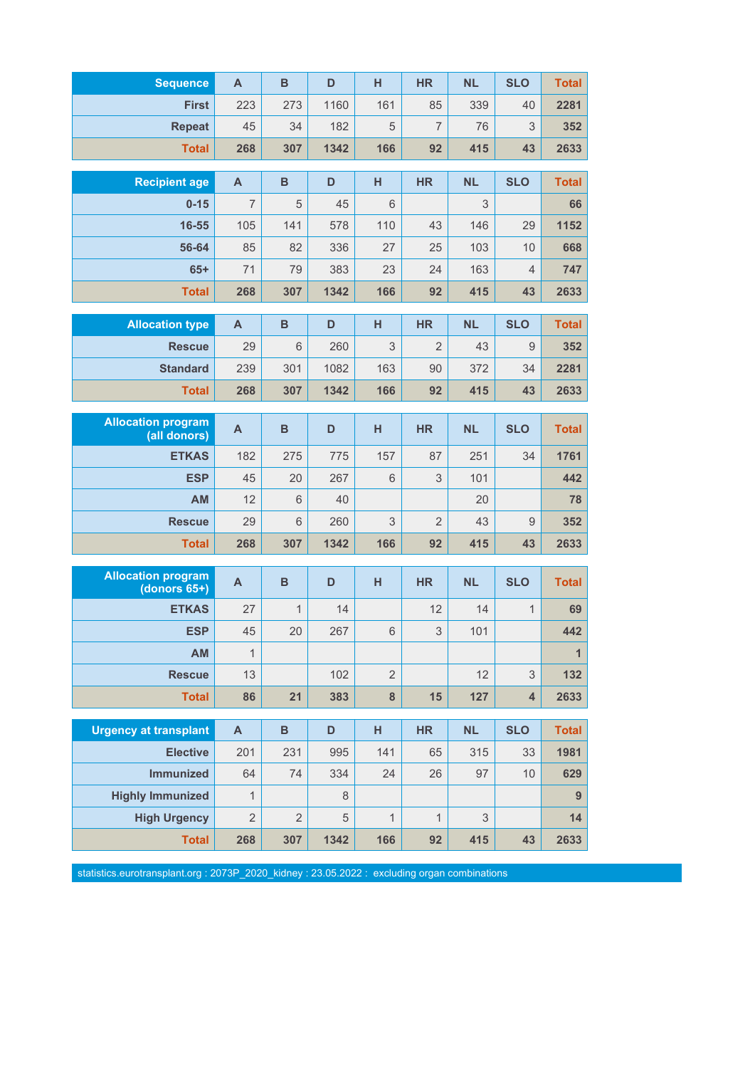| Sequence | A | B | D | H | HR | NL | SLO | Total |
|---|---|---|---|---|---|---|---|---|
| First | 223 | 273 | 1160 | 161 | 85 | 339 | 40 | 2281 |
| Repeat | 45 | 34 | 182 | 5 | 7 | 76 | 3 | 352 |
| Total | 268 | 307 | 1342 | 166 | 92 | 415 | 43 | 2633 |

| Recipient age | A | B | D | H | HR | NL | SLO | Total |
|---|---|---|---|---|---|---|---|---|
| 0-15 | 7 | 5 | 45 | 6 | | 3 | | 66 |
| 16-55 | 105 | 141 | 578 | 110 | 43 | 146 | 29 | 1152 |
| 56-64 | 85 | 82 | 336 | 27 | 25 | 103 | 10 | 668 |
| 65+ | 71 | 79 | 383 | 23 | 24 | 163 | 4 | 747 |
| Total | 268 | 307 | 1342 | 166 | 92 | 415 | 43 | 2633 |

| Allocation type | A | B | D | H | HR | NL | SLO | Total |
|---|---|---|---|---|---|---|---|---|
| Rescue | 29 | 6 | 260 | 3 | 2 | 43 | 9 | 352 |
| Standard | 239 | 301 | 1082 | 163 | 90 | 372 | 34 | 2281 |
| Total | 268 | 307 | 1342 | 166 | 92 | 415 | 43 | 2633 |

| Allocation program (all donors) | A | B | D | H | HR | NL | SLO | Total |
|---|---|---|---|---|---|---|---|---|
| ETKAS | 182 | 275 | 775 | 157 | 87 | 251 | 34 | 1761 |
| ESP | 45 | 20 | 267 | 6 | 3 | 101 | | 442 |
| AM | 12 | 6 | 40 | | | 20 | | 78 |
| Rescue | 29 | 6 | 260 | 3 | 2 | 43 | 9 | 352 |
| Total | 268 | 307 | 1342 | 166 | 92 | 415 | 43 | 2633 |

| Allocation program (donors 65+) | A | B | D | H | HR | NL | SLO | Total |
|---|---|---|---|---|---|---|---|---|
| ETKAS | 27 | 1 | 14 | | 12 | 14 | 1 | 69 |
| ESP | 45 | 20 | 267 | 6 | 3 | 101 | | 442 |
| AM | 1 | | | | | | | 1 |
| Rescue | 13 | | 102 | 2 | | 12 | 3 | 132 |
| Total | 86 | 21 | 383 | 8 | 15 | 127 | 4 | 2633 |

| Urgency at transplant | A | B | D | H | HR | NL | SLO | Total |
|---|---|---|---|---|---|---|---|---|
| Elective | 201 | 231 | 995 | 141 | 65 | 315 | 33 | 1981 |
| Immunized | 64 | 74 | 334 | 24 | 26 | 97 | 10 | 629 |
| Highly Immunized | 1 | | 8 | | | | | 9 |
| High Urgency | 2 | 2 | 5 | 1 | 1 | 3 | | 14 |
| Total | 268 | 307 | 1342 | 166 | 92 | 415 | 43 | 2633 |

statistics.eurotransplant.org : 2073P_2020_kidney : 23.05.2022 : excluding organ combinations